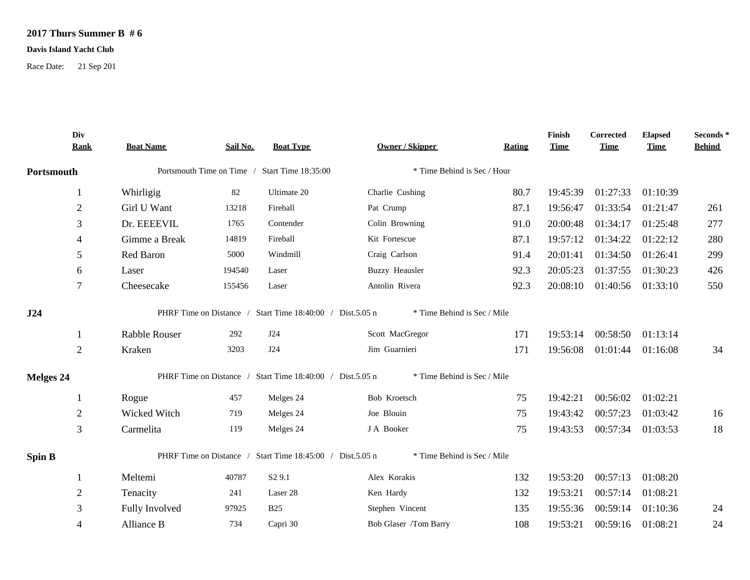**2017 Thurs Summer B # 6**

**Davis Island Yacht Club**

Race Date: 21 Sep 201

| Div Rank | Boat Name | Sail No. | Boat Type | Owner / Skipper | Rating | Finish Time | Corrected Time | Elapsed Time | Seconds * Behind |
|---|---|---|---|---|---|---|---|---|---|
| **Portsmouth** | Portsmouth Time on Time / Start Time 18:35:00 | | | * Time Behind is Sec / Hour | | | | | |
| 1 | Whirligig | 82 | Ultimate 20 | Charlie Cushing | 80.7 | 19:45:39 | 01:27:33 | 01:10:39 | |
| 2 | Girl U Want | 13218 | Fireball | Pat Crump | 87.1 | 19:56:47 | 01:33:54 | 01:21:47 | 261 |
| 3 | Dr. EEEEVIL | 1765 | Contender | Colin Browning | 91.0 | 20:00:48 | 01:34:17 | 01:25:48 | 277 |
| 4 | Gimme a Break | 14819 | Fireball | Kit Fortescue | 87.1 | 19:57:12 | 01:34:22 | 01:22:12 | 280 |
| 5 | Red Baron | 5000 | Windmill | Craig Carlson | 91.4 | 20:01:41 | 01:34:50 | 01:26:41 | 299 |
| 6 | Laser | 194540 | Laser | Buzzy Heausler | 92.3 | 20:05:23 | 01:37:55 | 01:30:23 | 426 |
| 7 | Cheesecake | 155456 | Laser | Antolin Rivera | 92.3 | 20:08:10 | 01:40:56 | 01:33:10 | 550 |
| **J24** | PHRF Time on Distance / Start Time 18:40:00 / Dist.5.05 n | | | * Time Behind is Sec / Mile | | | | | |
| 1 | Rabble Rouser | 292 | J24 | Scott MacGregor | 171 | 19:53:14 | 00:58:50 | 01:13:14 | |
| 2 | Kraken | 3203 | J24 | Jim Guarnieri | 171 | 19:56:08 | 01:01:44 | 01:16:08 | 34 |
| **Melges 24** | PHRF Time on Distance / Start Time 18:40:00 / Dist.5.05 n | | | * Time Behind is Sec / Mile | | | | | |
| 1 | Rogue | 457 | Melges 24 | Bob Kroetsch | 75 | 19:42:21 | 00:56:02 | 01:02:21 | |
| 2 | Wicked Witch | 719 | Melges 24 | Joe Blouin | 75 | 19:43:42 | 00:57:23 | 01:03:42 | 16 |
| 3 | Carmelita | 119 | Melges 24 | J A Booker | 75 | 19:43:53 | 00:57:34 | 01:03:53 | 18 |
| **Spin B** | PHRF Time on Distance / Start Time 18:45:00 / Dist.5.05 n | | | * Time Behind is Sec / Mile | | | | | |
| 1 | Meltemi | 40787 | S2 9.1 | Alex Korakis | 132 | 19:53:20 | 00:57:13 | 01:08:20 | |
| 2 | Tenacity | 241 | Laser 28 | Ken Hardy | 132 | 19:53:21 | 00:57:14 | 01:08:21 | |
| 3 | Fully Involved | 97925 | B25 | Stephen Vincent | 135 | 19:55:36 | 00:59:14 | 01:10:36 | 24 |
| 4 | Alliance B | 734 | Capri 30 | Bob Glaser /Tom Barry | 108 | 19:53:21 | 00:59:16 | 01:08:21 | 24 |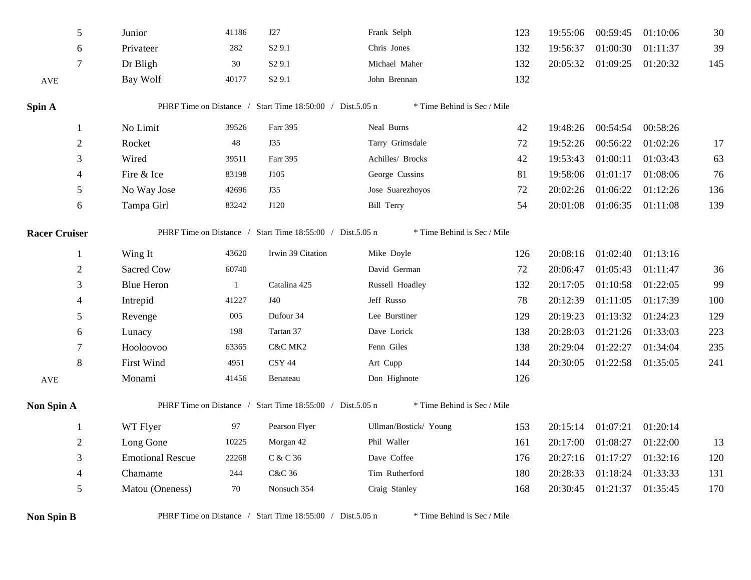| | | | | | | | | | |
|---|---|---|---|---|---|---|---|---|---|
| 5 | Junior | 41186 | J27 | Frank Selph | 123 | 19:55:06 | 00:59:45 | 01:10:06 | 30 |
| 6 | Privateer | 282 | S2 9.1 | Chris Jones | 132 | 19:56:37 | 01:00:30 | 01:11:37 | 39 |
| 7 | Dr Bligh | 30 | S2 9.1 | Michael Maher | 132 | 20:05:32 | 01:09:25 | 01:20:32 | 145 |
| AVE | Bay Wolf | 40177 | S2 9.1 | John Brennan | 132 | | | | |

**Spin A** PHRF Time on Distance / Start Time 18:50:00 / Dist.5.05 n * Time Behind is Sec / Mile

| | | | | | | | | | |
|---|---|---|---|---|---|---|---|---|---|
| 1 | No Limit | 39526 | Farr 395 | Neal Burns | 42 | 19:48:26 | 00:54:54 | 00:58:26 | |
| 2 | Rocket | 48 | J35 | Tarry Grimsdale | 72 | 19:52:26 | 00:56:22 | 01:02:26 | 17 |
| 3 | Wired | 39511 | Farr 395 | Achilles/ Brocks | 42 | 19:53:43 | 01:00:11 | 01:03:43 | 63 |
| 4 | Fire & Ice | 83198 | J105 | George Cussins | 81 | 19:58:06 | 01:01:17 | 01:08:06 | 76 |
| 5 | No Way Jose | 42696 | J35 | Jose Suarezhoyos | 72 | 20:02:26 | 01:06:22 | 01:12:26 | 136 |
| 6 | Tampa Girl | 83242 | J120 | Bill Terry | 54 | 20:01:08 | 01:06:35 | 01:11:08 | 139 |

**Racer Cruiser** PHRF Time on Distance / Start Time 18:55:00 / Dist.5.05 n * Time Behind is Sec / Mile

| | | | | | | | | | |
|---|---|---|---|---|---|---|---|---|---|
| 1 | Wing It | 43620 | Irwin 39 Citation | Mike Doyle | 126 | 20:08:16 | 01:02:40 | 01:13:16 | |
| 2 | Sacred Cow | 60740 | | David German | 72 | 20:06:47 | 01:05:43 | 01:11:47 | 36 |
| 3 | Blue Heron | 1 | Catalina 425 | Russell Hoadley | 132 | 20:17:05 | 01:10:58 | 01:22:05 | 99 |
| 4 | Intrepid | 41227 | J40 | Jeff Russo | 78 | 20:12:39 | 01:11:05 | 01:17:39 | 100 |
| 5 | Revenge | 005 | Dufour 34 | Lee Burstiner | 129 | 20:19:23 | 01:13:32 | 01:24:23 | 129 |
| 6 | Lunacy | 198 | Tartan 37 | Dave Lorick | 138 | 20:28:03 | 01:21:26 | 01:33:03 | 223 |
| 7 | Hooloovoo | 63365 | C&C MK2 | Fenn Giles | 138 | 20:29:04 | 01:22:27 | 01:34:04 | 235 |
| 8 | First Wind | 4951 | CSY 44 | Art Cupp | 144 | 20:30:05 | 01:22:58 | 01:35:05 | 241 |
| AVE | Monami | 41456 | Benateau | Don Highnote | 126 | | | | |

**Non Spin A** PHRF Time on Distance / Start Time 18:55:00 / Dist.5.05 n * Time Behind is Sec / Mile

| | | | | | | | | | |
|---|---|---|---|---|---|---|---|---|---|
| 1 | WT Flyer | 97 | Pearson Flyer | Ullman/Bostick/ Young | 153 | 20:15:14 | 01:07:21 | 01:20:14 | |
| 2 | Long Gone | 10225 | Morgan 42 | Phil Waller | 161 | 20:17:00 | 01:08:27 | 01:22:00 | 13 |
| 3 | Emotional Rescue | 22268 | C & C 36 | Dave Coffee | 176 | 20:27:16 | 01:17:27 | 01:32:16 | 120 |
| 4 | Chamame | 244 | C&C 36 | Tim Rutherford | 180 | 20:28:33 | 01:18:24 | 01:33:33 | 131 |
| 5 | Matou (Oneness) | 70 | Nonsuch 354 | Craig Stanley | 168 | 20:30:45 | 01:21:37 | 01:35:45 | 170 |

**Non Spin B** PHRF Time on Distance / Start Time 18:55:00 / Dist.5.05 n * Time Behind is Sec / Mile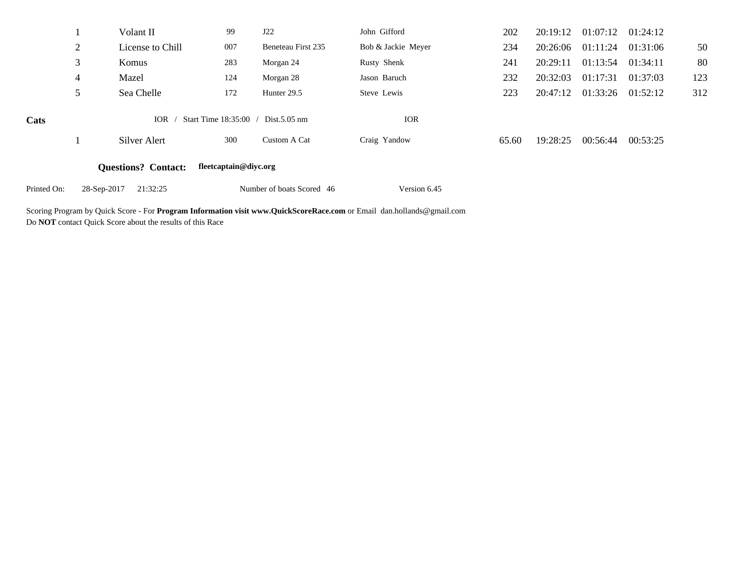| | | | | | | | | | | |
|---|---|---|---|---|---|---|---|---|---|---|
| | 1 | Volant II | 99 | J22 | John Gifford | 202 | 20:19:12 | 01:07:12 | 01:24:12 | |
| | 2 | License to Chill | 007 | Beneteau First 235 | Bob & Jackie Meyer | 234 | 20:26:06 | 01:11:24 | 01:31:06 | 50 |
| | 3 | Komus | 283 | Morgan 24 | Rusty Shenk | 241 | 20:29:11 | 01:13:54 | 01:34:11 | 80 |
| | 4 | Mazel | 124 | Morgan 28 | Jason Baruch | 232 | 20:32:03 | 01:17:31 | 01:37:03 | 123 |
| | 5 | Sea Chelle | 172 | Hunter 29.5 | Steve Lewis | 223 | 20:47:12 | 01:33:26 | 01:52:12 | 312 |

**Cats** IOR / Start Time 18:35:00 / Dist.5.05 nm IOR

| | | | | | | | | | | |
|---|---|---|---|---|---|---|---|---|---|---|
| | 1 | Silver Alert | 300 | Custom A Cat | Craig Yandow | 65.60 | 19:28:25 | 00:56:44 | 00:53:25 | |

**Questions? Contact:** **fleetcaptain@diyc.org**

Printed On: 28-Sep-2017 21:32:25 Number of boats Scored 46 Version 6.45

Scoring Program by Quick Score - For **Program Information visit www.QuickScoreRace.com** or Email dan.hollands@gmail.com
Do **NOT** contact Quick Score about the results of this Race